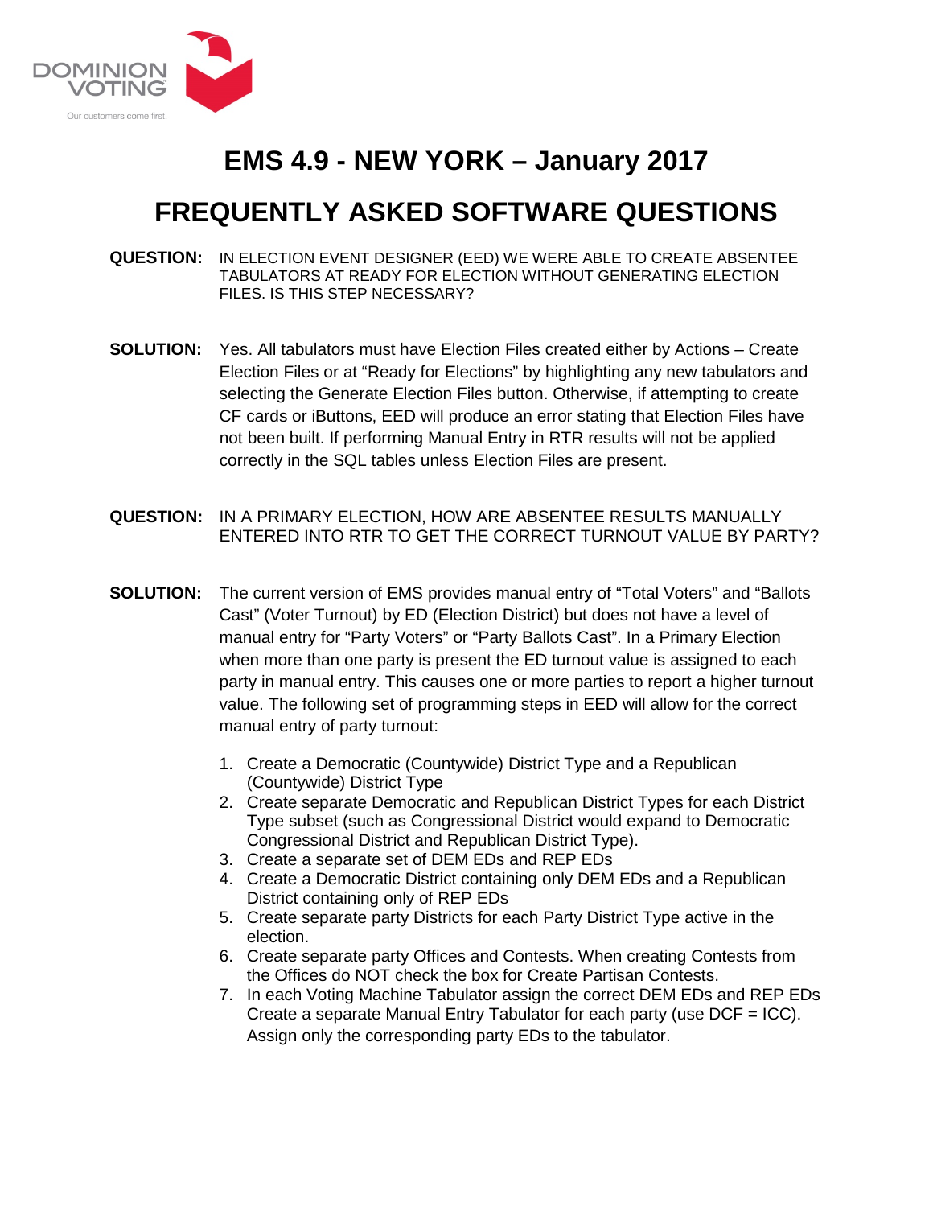DOMINION VOTING

Our customers come first.

# EMS 4.9 - NEW YORK – January 2017

# FREQUENTLY ASKED SOFTWARE QUESTIONS

**QUESTION:** IN ELECTION EVENT DESIGNER (EED) WE WERE ABLE TO CREATE ABSENTEE TABULATORS AT READY FOR ELECTION WITHOUT GENERATING ELECTION FILES. IS THIS STEP NECESSARY?

**SOLUTION:** Yes. All tabulators must have Election Files created either by Actions – Create Election Files or at "Ready for Elections" by highlighting any new tabulators and selecting the Generate Election Files button. Otherwise, if attempting to create CF cards or iButtons, EED will produce an error stating that Election Files have not been built. If performing Manual Entry in RTR results will not be applied correctly in the SQL tables unless Election Files are present.

**QUESTION:** IN A PRIMARY ELECTION, HOW ARE ABSENTEE RESULTS MANUALLY ENTERED INTO RTR TO GET THE CORRECT TURNOUT VALUE BY PARTY?

**SOLUTION:** The current version of EMS provides manual entry of "Total Voters" and "Ballots Cast" (Voter Turnout) by ED (Election District) but does not have a level of manual entry for "Party Voters" or "Party Ballots Cast". In a Primary Election when more than one party is present the ED turnout value is assigned to each party in manual entry. This causes one or more parties to report a higher turnout value. The following set of programming steps in EED will allow for the correct manual entry of party turnout:

1. Create a Democratic (Countywide) District Type and a Republican (Countywide) District Type
2. Create separate Democratic and Republican District Types for each District Type subset (such as Congressional District would expand to Democratic Congressional District and Republican District Type).
3. Create a separate set of DEM EDs and REP EDs
4. Create a Democratic District containing only DEM EDs and a Republican District containing only of REP EDs
5. Create separate party Districts for each Party District Type active in the election.
6. Create separate party Offices and Contests. When creating Contests from the Offices do NOT check the box for Create Partisan Contests.
7. In each Voting Machine Tabulator assign the correct DEM EDs and REP EDs Create a separate Manual Entry Tabulator for each party (use DCF = ICC). Assign only the corresponding party EDs to the tabulator.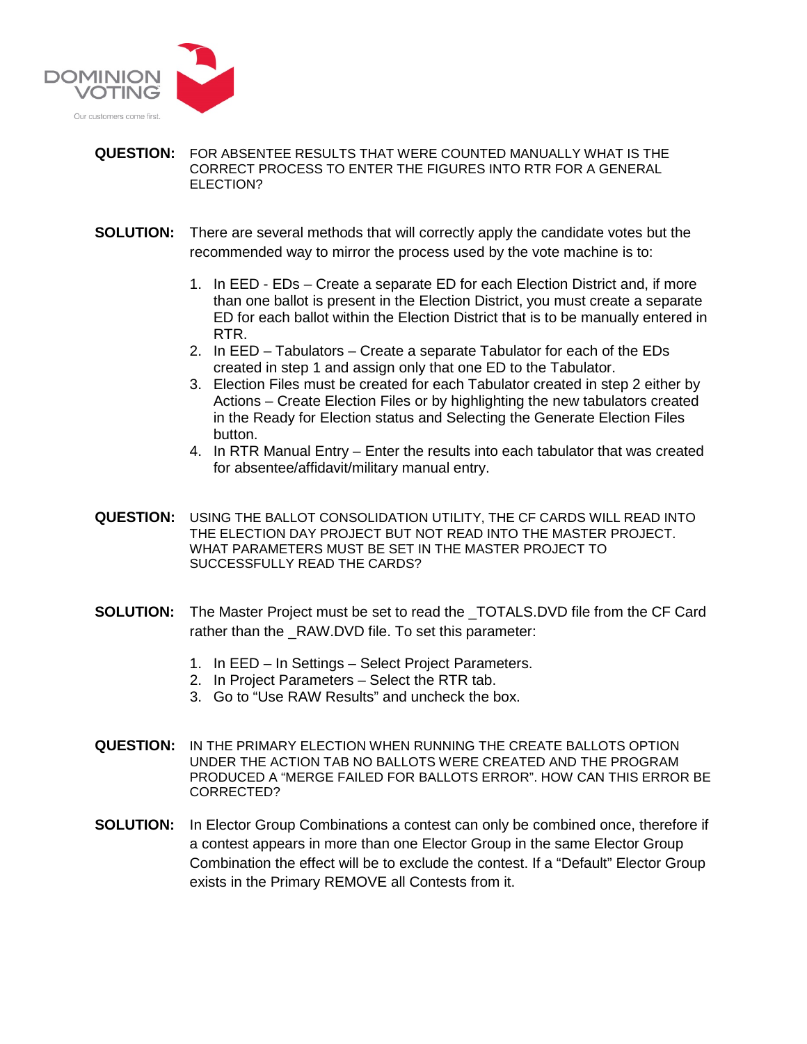**QUESTION:** FOR ABSENTEE RESULTS THAT WERE COUNTED MANUALLY WHAT IS THE CORRECT PROCESS TO ENTER THE FIGURES INTO RTR FOR A GENERAL ELECTION?

**SOLUTION:** There are several methods that will correctly apply the candidate votes but the recommended way to mirror the process used by the vote machine is to:

1. In EED - EDs – Create a separate ED for each Election District and, if more than one ballot is present in the Election District, you must create a separate ED for each ballot within the Election District that is to be manually entered in RTR.
2. In EED – Tabulators – Create a separate Tabulator for each of the EDs created in step 1 and assign only that one ED to the Tabulator.
3. Election Files must be created for each Tabulator created in step 2 either by Actions – Create Election Files or by highlighting the new tabulators created in the Ready for Election status and Selecting the Generate Election Files button.
4. In RTR Manual Entry – Enter the results into each tabulator that was created for absentee/affidavit/military manual entry.

**QUESTION:** USING THE BALLOT CONSOLIDATION UTILITY, THE CF CARDS WILL READ INTO THE ELECTION DAY PROJECT BUT NOT READ INTO THE MASTER PROJECT. WHAT PARAMETERS MUST BE SET IN THE MASTER PROJECT TO SUCCESSFULLY READ THE CARDS?

**SOLUTION:** The Master Project must be set to read the _TOTALS.DVD file from the CF Card rather than the _RAW.DVD file. To set this parameter:

1. In EED – In Settings – Select Project Parameters.
2. In Project Parameters – Select the RTR tab.
3. Go to "Use RAW Results" and uncheck the box.

**QUESTION:** IN THE PRIMARY ELECTION WHEN RUNNING THE CREATE BALLOTS OPTION UNDER THE ACTION TAB NO BALLOTS WERE CREATED AND THE PROGRAM PRODUCED A "MERGE FAILED FOR BALLOTS ERROR". HOW CAN THIS ERROR BE CORRECTED?

**SOLUTION:** In Elector Group Combinations a contest can only be combined once, therefore if a contest appears in more than one Elector Group in the same Elector Group Combination the effect will be to exclude the contest. If a "Default" Elector Group exists in the Primary REMOVE all Contests from it.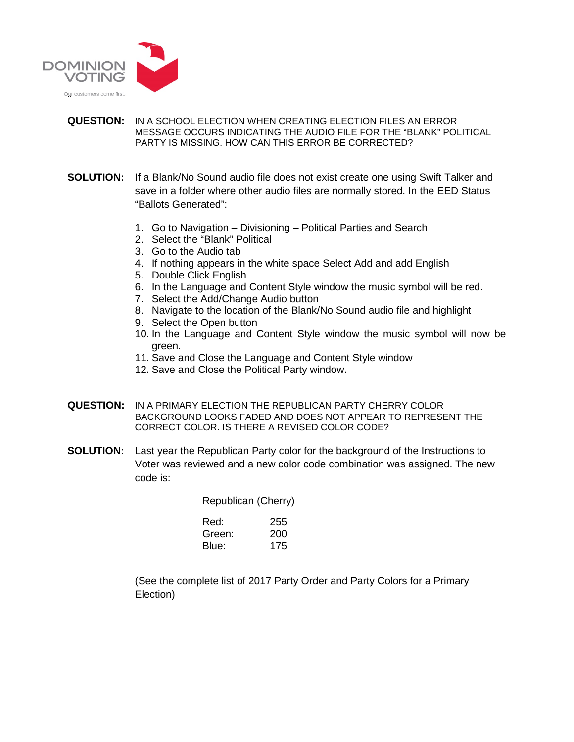DOMINION VOTING

Our customers come first.

**QUESTION:** IN A SCHOOL ELECTION WHEN CREATING ELECTION FILES AN ERROR MESSAGE OCCURS INDICATING THE AUDIO FILE FOR THE "BLANK" POLITICAL PARTY IS MISSING. HOW CAN THIS ERROR BE CORRECTED?

**SOLUTION:** If a Blank/No Sound audio file does not exist create one using Swift Talker and save in a folder where other audio files are normally stored. In the EED Status "Ballots Generated":

1. Go to Navigation – Divisioning – Political Parties and Search
2. Select the "Blank" Political
3. Go to the Audio tab
4. If nothing appears in the white space Select Add and add English
5. Double Click English
6. In the Language and Content Style window the music symbol will be red.
7. Select the Add/Change Audio button
8. Navigate to the location of the Blank/No Sound audio file and highlight
9. Select the Open button
10. In the Language and Content Style window the music symbol will now be green.
11. Save and Close the Language and Content Style window
12. Save and Close the Political Party window.

**QUESTION:** IN A PRIMARY ELECTION THE REPUBLICAN PARTY CHERRY COLOR BACKGROUND LOOKS FADED AND DOES NOT APPEAR TO REPRESENT THE CORRECT COLOR. IS THERE A REVISED COLOR CODE?

**SOLUTION:** Last year the Republican Party color for the background of the Instructions to Voter was reviewed and a new color code combination was assigned. The new code is:

Republican (Cherry)

| | |
|---|---|
| Red: | 255 |
| Green: | 200 |
| Blue: | 175 |

(See the complete list of 2017 Party Order and Party Colors for a Primary Election)